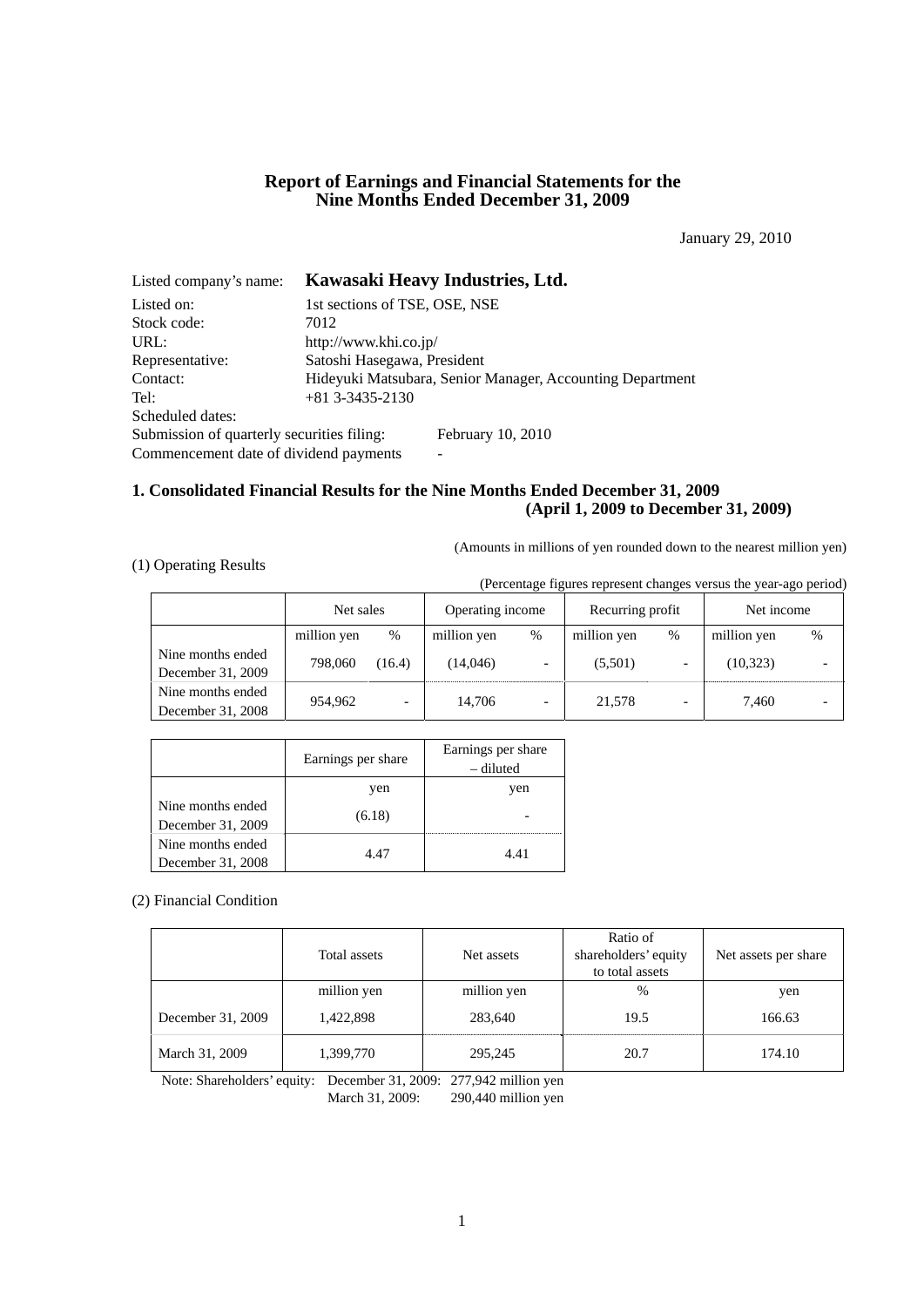# Report of Earnings and Financial Statements for the Nine Months Ended December 31, 2009

January 29, 2010

Listed company's name: **Kawasaki Heavy Industries, Ltd.**

Listed on: 1st sections of TSE, OSE, NSE
Stock code: 7012
URL: http://www.khi.co.jp/
Representative: Satoshi Hasegawa, President
Contact: Hideyuki Matsubara, Senior Manager, Accounting Department
Tel: +81 3-3435-2130
Scheduled dates:
Submission of quarterly securities filing: February 10, 2010
Commencement date of dividend payments -

## 1. Consolidated Financial Results for the Nine Months Ended December 31, 2009 (April 1, 2009 to December 31, 2009)

(Amounts in millions of yen rounded down to the nearest million yen)

### (1) Operating Results

(Percentage figures represent changes versus the year-ago period)

| | Net sales | | Operating income | | Recurring profit | | Net income | |
|---|---|---|---|---|---|---|---|---|
| | million yen | % | million yen | % | million yen | % | million yen | % |
| Nine months ended December 31, 2009 | 798,060 | (16.4) | (14,046) | - | (5,501) | - | (10,323) | - |
| Nine months ended December 31, 2008 | 954,962 | - | 14,706 | - | 21,578 | - | 7,460 | - |

| | Earnings per share | Earnings per share – diluted |
|---|---|---|
| | yen | yen |
| Nine months ended December 31, 2009 | (6.18) | - |
| Nine months ended December 31, 2008 | 4.47 | 4.41 |

### (2) Financial Condition

| | Total assets | Net assets | Ratio of shareholders' equity to total assets | Net assets per share |
|---|---|---|---|---|
| | million yen | million yen | % | yen |
| December 31, 2009 | 1,422,898 | 283,640 | 19.5 | 166.63 |
| March 31, 2009 | 1,399,770 | 295,245 | 20.7 | 174.10 |

Note: Shareholders' equity: December 31, 2009: 277,942 million yen
March 31, 2009: 290,440 million yen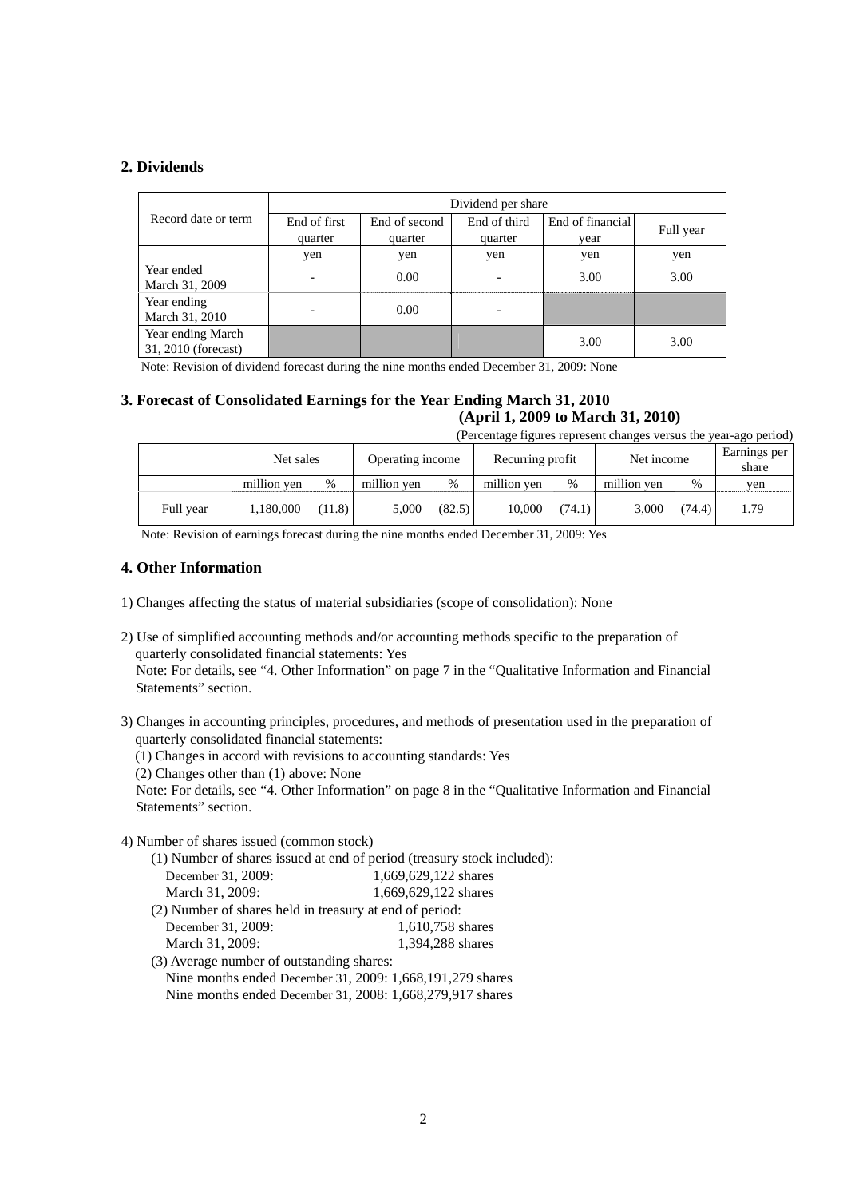## 2. Dividends

| Record date or term | Dividend per share | | | | |
|---|---|---|---|---|---|
| | End of first quarter | End of second quarter | End of third quarter | End of financial year | Full year |
| | yen | yen | yen | yen | yen |
| Year ended March 31, 2009 | - | 0.00 | - | 3.00 | 3.00 |
| Year ending March 31, 2010 | - | 0.00 | - | | |
| Year ending March 31, 2010 (forecast) | | | | 3.00 | 3.00 |

Note: Revision of dividend forecast during the nine months ended December 31, 2009: None

## 3. Forecast of Consolidated Earnings for the Year Ending March 31, 2010 (April 1, 2009 to March 31, 2010)

(Percentage figures represent changes versus the year-ago period)

| | Net sales | | Operating income | | Recurring profit | | Net income | | Earnings per share |
|---|---|---|---|---|---|---|---|---|---|
| | million yen | % | million yen | % | million yen | % | million yen | % | yen |
| Full year | 1,180,000 | (11.8) | 5,000 | (82.5) | 10,000 | (74.1) | 3,000 | (74.4) | 1.79 |

Note: Revision of earnings forecast during the nine months ended December 31, 2009: Yes

## 4. Other Information

1) Changes affecting the status of material subsidiaries (scope of consolidation): None

2) Use of simplified accounting methods and/or accounting methods specific to the preparation of quarterly consolidated financial statements: Yes
Note: For details, see "4. Other Information" on page 7 in the "Qualitative Information and Financial Statements" section.

3) Changes in accounting principles, procedures, and methods of presentation used in the preparation of quarterly consolidated financial statements:
(1) Changes in accord with revisions to accounting standards: Yes
(2) Changes other than (1) above: None
Note: For details, see "4. Other Information" on page 8 in the "Qualitative Information and Financial Statements" section.

4) Number of shares issued (common stock)
(1) Number of shares issued at end of period (treasury stock included):
December 31, 2009: 1,669,629,122 shares
March 31, 2009: 1,669,629,122 shares
(2) Number of shares held in treasury at end of period:
December 31, 2009: 1,610,758 shares
March 31, 2009: 1,394,288 shares
(3) Average number of outstanding shares:
Nine months ended December 31, 2009: 1,668,191,279 shares
Nine months ended December 31, 2008: 1,668,279,917 shares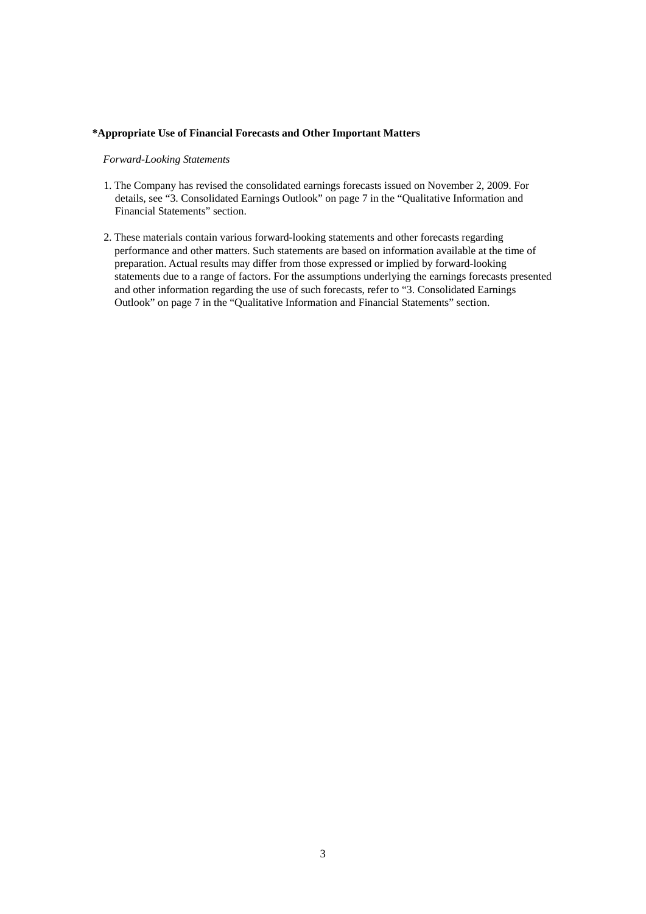**\*Appropriate Use of Financial Forecasts and Other Important Matters**

*Forward-Looking Statements*

1. The Company has revised the consolidated earnings forecasts issued on November 2, 2009. For details, see "3. Consolidated Earnings Outlook" on page 7 in the "Qualitative Information and Financial Statements" section.

2. These materials contain various forward-looking statements and other forecasts regarding performance and other matters. Such statements are based on information available at the time of preparation. Actual results may differ from those expressed or implied by forward-looking statements due to a range of factors. For the assumptions underlying the earnings forecasts presented and other information regarding the use of such forecasts, refer to "3. Consolidated Earnings Outlook" on page 7 in the "Qualitative Information and Financial Statements" section.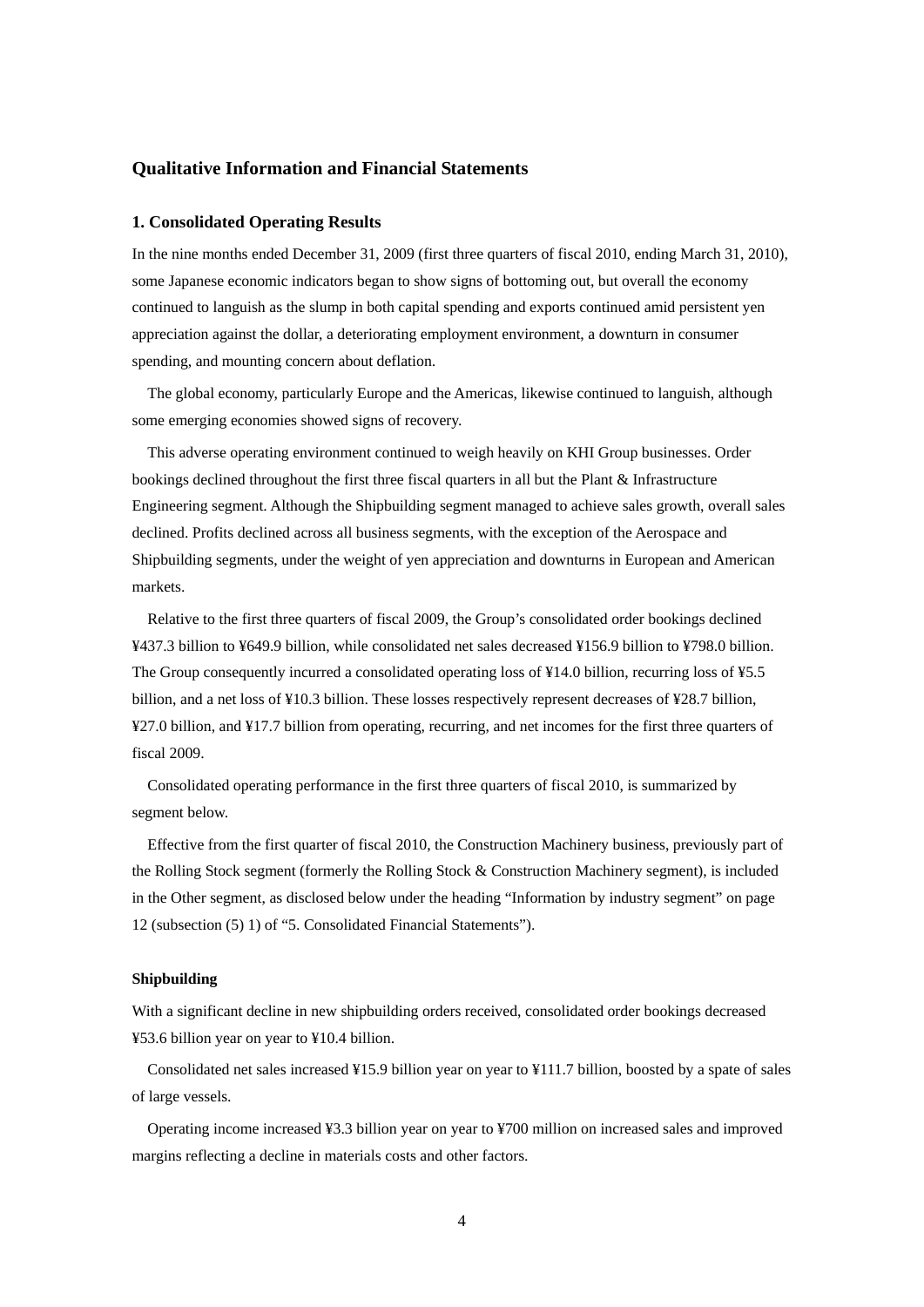## Qualitative Information and Financial Statements

### 1. Consolidated Operating Results

In the nine months ended December 31, 2009 (first three quarters of fiscal 2010, ending March 31, 2010), some Japanese economic indicators began to show signs of bottoming out, but overall the economy continued to languish as the slump in both capital spending and exports continued amid persistent yen appreciation against the dollar, a deteriorating employment environment, a downturn in consumer spending, and mounting concern about deflation.

The global economy, particularly Europe and the Americas, likewise continued to languish, although some emerging economies showed signs of recovery.

This adverse operating environment continued to weigh heavily on KHI Group businesses. Order bookings declined throughout the first three fiscal quarters in all but the Plant & Infrastructure Engineering segment. Although the Shipbuilding segment managed to achieve sales growth, overall sales declined. Profits declined across all business segments, with the exception of the Aerospace and Shipbuilding segments, under the weight of yen appreciation and downturns in European and American markets.

Relative to the first three quarters of fiscal 2009, the Group's consolidated order bookings declined ¥437.3 billion to ¥649.9 billion, while consolidated net sales decreased ¥156.9 billion to ¥798.0 billion. The Group consequently incurred a consolidated operating loss of ¥14.0 billion, recurring loss of ¥5.5 billion, and a net loss of ¥10.3 billion. These losses respectively represent decreases of ¥28.7 billion, ¥27.0 billion, and ¥17.7 billion from operating, recurring, and net incomes for the first three quarters of fiscal 2009.

Consolidated operating performance in the first three quarters of fiscal 2010, is summarized by segment below.

Effective from the first quarter of fiscal 2010, the Construction Machinery business, previously part of the Rolling Stock segment (formerly the Rolling Stock & Construction Machinery segment), is included in the Other segment, as disclosed below under the heading "Information by industry segment" on page 12 (subsection (5) 1) of "5. Consolidated Financial Statements").

#### Shipbuilding

With a significant decline in new shipbuilding orders received, consolidated order bookings decreased ¥53.6 billion year on year to ¥10.4 billion.

Consolidated net sales increased ¥15.9 billion year on year to ¥111.7 billion, boosted by a spate of sales of large vessels.

Operating income increased ¥3.3 billion year on year to ¥700 million on increased sales and improved margins reflecting a decline in materials costs and other factors.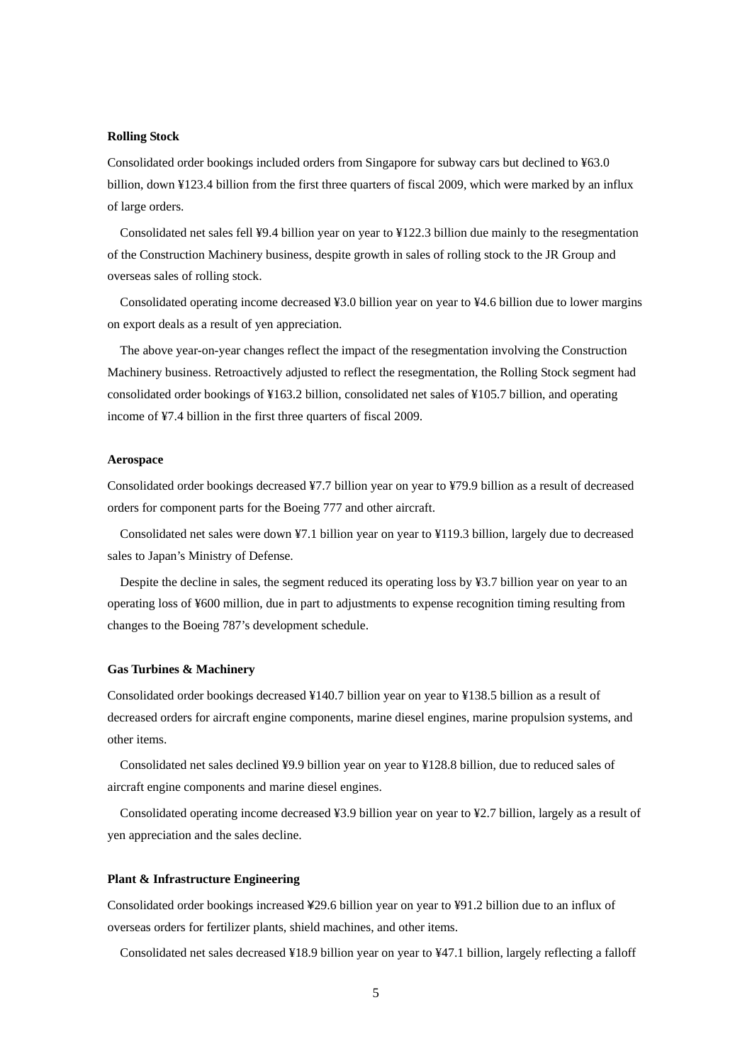**Rolling Stock**

Consolidated order bookings included orders from Singapore for subway cars but declined to ¥63.0 billion, down ¥123.4 billion from the first three quarters of fiscal 2009, which were marked by an influx of large orders.

Consolidated net sales fell ¥9.4 billion year on year to ¥122.3 billion due mainly to the resegmentation of the Construction Machinery business, despite growth in sales of rolling stock to the JR Group and overseas sales of rolling stock.

Consolidated operating income decreased ¥3.0 billion year on year to ¥4.6 billion due to lower margins on export deals as a result of yen appreciation.

The above year-on-year changes reflect the impact of the resegmentation involving the Construction Machinery business. Retroactively adjusted to reflect the resegmentation, the Rolling Stock segment had consolidated order bookings of ¥163.2 billion, consolidated net sales of ¥105.7 billion, and operating income of ¥7.4 billion in the first three quarters of fiscal 2009.

**Aerospace**

Consolidated order bookings decreased ¥7.7 billion year on year to ¥79.9 billion as a result of decreased orders for component parts for the Boeing 777 and other aircraft.

Consolidated net sales were down ¥7.1 billion year on year to ¥119.3 billion, largely due to decreased sales to Japan's Ministry of Defense.

Despite the decline in sales, the segment reduced its operating loss by ¥3.7 billion year on year to an operating loss of ¥600 million, due in part to adjustments to expense recognition timing resulting from changes to the Boeing 787's development schedule.

**Gas Turbines & Machinery**

Consolidated order bookings decreased ¥140.7 billion year on year to ¥138.5 billion as a result of decreased orders for aircraft engine components, marine diesel engines, marine propulsion systems, and other items.

Consolidated net sales declined ¥9.9 billion year on year to ¥128.8 billion, due to reduced sales of aircraft engine components and marine diesel engines.

Consolidated operating income decreased ¥3.9 billion year on year to ¥2.7 billion, largely as a result of yen appreciation and the sales decline.

**Plant & Infrastructure Engineering**

Consolidated order bookings increased ¥29.6 billion year on year to ¥91.2 billion due to an influx of overseas orders for fertilizer plants, shield machines, and other items.

Consolidated net sales decreased ¥18.9 billion year on year to ¥47.1 billion, largely reflecting a falloff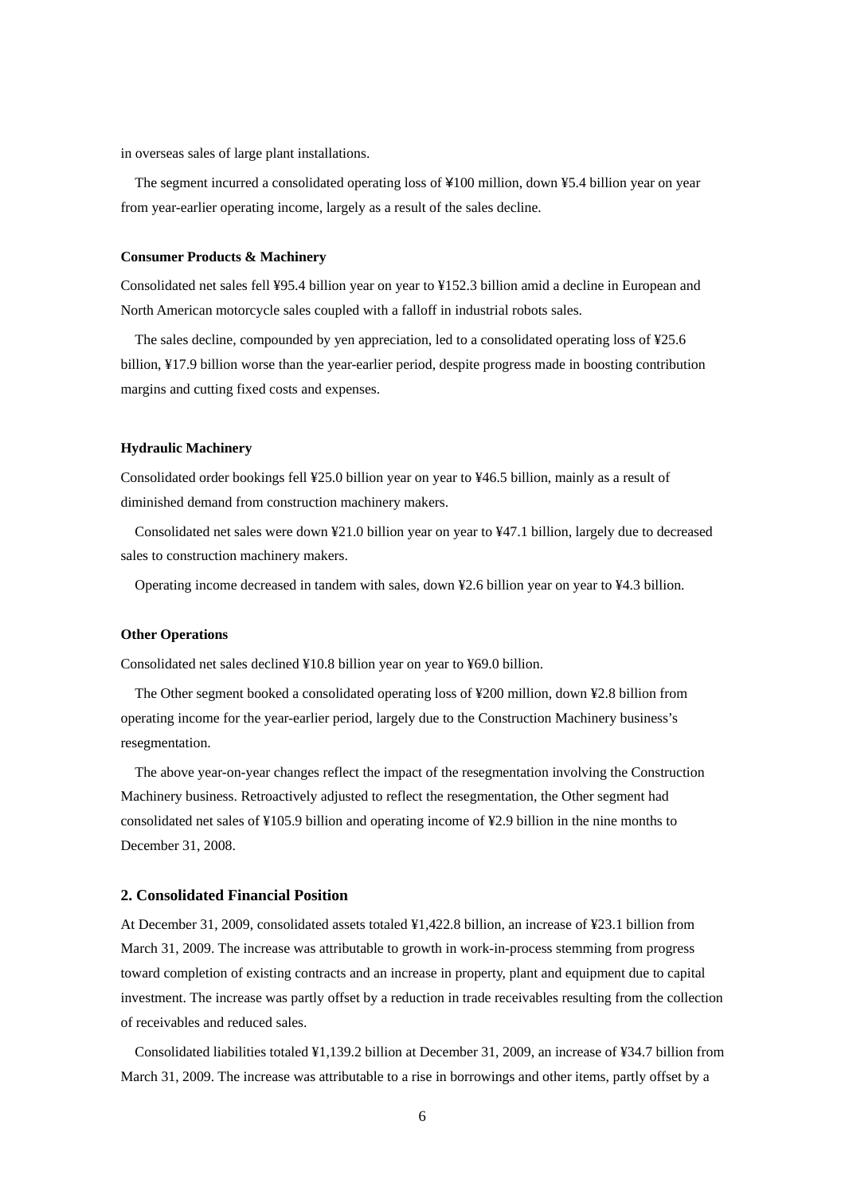in overseas sales of large plant installations.

The segment incurred a consolidated operating loss of ¥100 million, down ¥5.4 billion year on year from year-earlier operating income, largely as a result of the sales decline.

**Consumer Products & Machinery**

Consolidated net sales fell ¥95.4 billion year on year to ¥152.3 billion amid a decline in European and North American motorcycle sales coupled with a falloff in industrial robots sales.

The sales decline, compounded by yen appreciation, led to a consolidated operating loss of ¥25.6 billion, ¥17.9 billion worse than the year-earlier period, despite progress made in boosting contribution margins and cutting fixed costs and expenses.

**Hydraulic Machinery**

Consolidated order bookings fell ¥25.0 billion year on year to ¥46.5 billion, mainly as a result of diminished demand from construction machinery makers.

Consolidated net sales were down ¥21.0 billion year on year to ¥47.1 billion, largely due to decreased sales to construction machinery makers.

Operating income decreased in tandem with sales, down ¥2.6 billion year on year to ¥4.3 billion.

**Other Operations**

Consolidated net sales declined ¥10.8 billion year on year to ¥69.0 billion.

The Other segment booked a consolidated operating loss of ¥200 million, down ¥2.8 billion from operating income for the year-earlier period, largely due to the Construction Machinery business's resegmentation.

The above year-on-year changes reflect the impact of the resegmentation involving the Construction Machinery business. Retroactively adjusted to reflect the resegmentation, the Other segment had consolidated net sales of ¥105.9 billion and operating income of ¥2.9 billion in the nine months to December 31, 2008.

## 2. Consolidated Financial Position

At December 31, 2009, consolidated assets totaled ¥1,422.8 billion, an increase of ¥23.1 billion from March 31, 2009. The increase was attributable to growth in work-in-process stemming from progress toward completion of existing contracts and an increase in property, plant and equipment due to capital investment. The increase was partly offset by a reduction in trade receivables resulting from the collection of receivables and reduced sales.

Consolidated liabilities totaled ¥1,139.2 billion at December 31, 2009, an increase of ¥34.7 billion from March 31, 2009. The increase was attributable to a rise in borrowings and other items, partly offset by a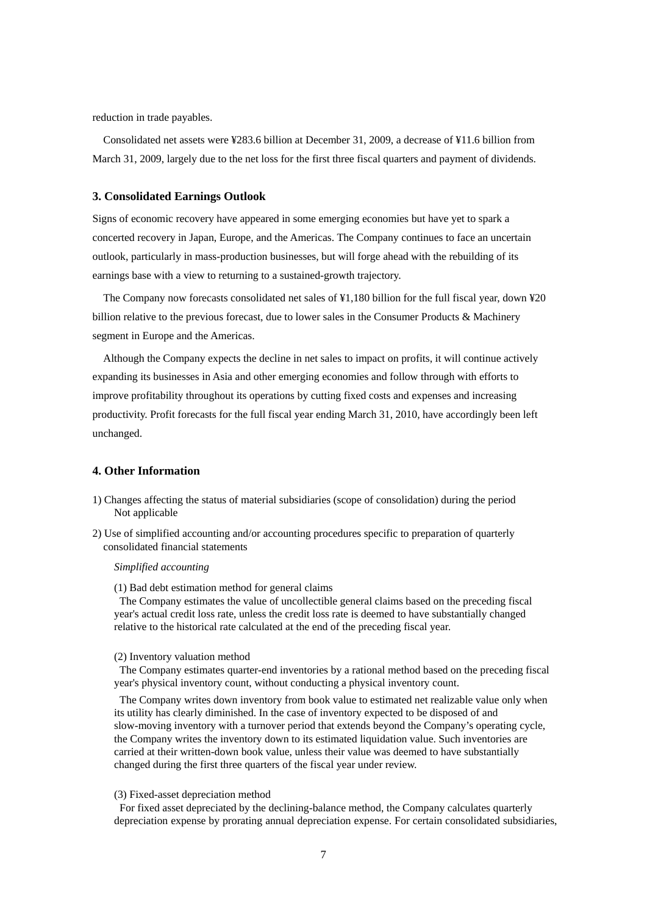reduction in trade payables.

Consolidated net assets were ¥283.6 billion at December 31, 2009, a decrease of ¥11.6 billion from March 31, 2009, largely due to the net loss for the first three fiscal quarters and payment of dividends.

### 3. Consolidated Earnings Outlook

Signs of economic recovery have appeared in some emerging economies but have yet to spark a concerted recovery in Japan, Europe, and the Americas. The Company continues to face an uncertain outlook, particularly in mass-production businesses, but will forge ahead with the rebuilding of its earnings base with a view to returning to a sustained-growth trajectory.

The Company now forecasts consolidated net sales of ¥1,180 billion for the full fiscal year, down ¥20 billion relative to the previous forecast, due to lower sales in the Consumer Products & Machinery segment in Europe and the Americas.

Although the Company expects the decline in net sales to impact on profits, it will continue actively expanding its businesses in Asia and other emerging economies and follow through with efforts to improve profitability throughout its operations by cutting fixed costs and expenses and increasing productivity. Profit forecasts for the full fiscal year ending March 31, 2010, have accordingly been left unchanged.

### 4. Other Information

1) Changes affecting the status of material subsidiaries (scope of consolidation) during the period
   Not applicable

2) Use of simplified accounting and/or accounting procedures specific to preparation of quarterly consolidated financial statements

*Simplified accounting*

(1) Bad debt estimation method for general claims
The Company estimates the value of uncollectible general claims based on the preceding fiscal year's actual credit loss rate, unless the credit loss rate is deemed to have substantially changed relative to the historical rate calculated at the end of the preceding fiscal year.

(2) Inventory valuation method
The Company estimates quarter-end inventories by a rational method based on the preceding fiscal year's physical inventory count, without conducting a physical inventory count.

The Company writes down inventory from book value to estimated net realizable value only when its utility has clearly diminished. In the case of inventory expected to be disposed of and slow-moving inventory with a turnover period that extends beyond the Company's operating cycle, the Company writes the inventory down to its estimated liquidation value. Such inventories are carried at their written-down book value, unless their value was deemed to have substantially changed during the first three quarters of the fiscal year under review.

(3) Fixed-asset depreciation method
For fixed asset depreciated by the declining-balance method, the Company calculates quarterly depreciation expense by prorating annual depreciation expense. For certain consolidated subsidiaries,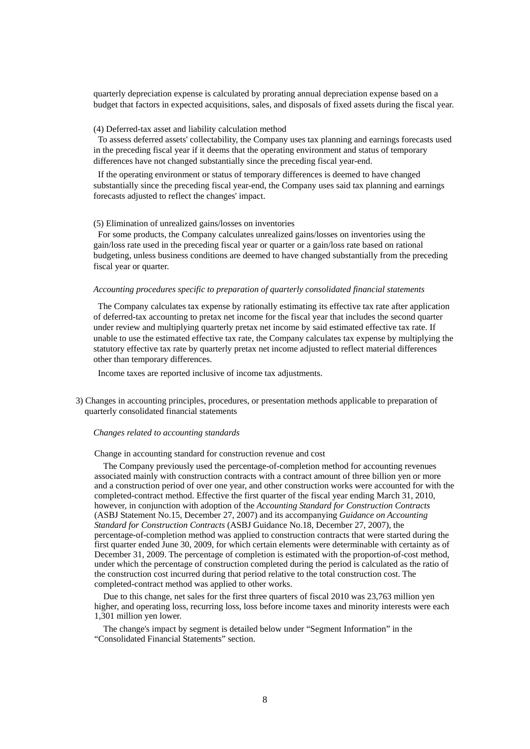quarterly depreciation expense is calculated by prorating annual depreciation expense based on a budget that factors in expected acquisitions, sales, and disposals of fixed assets during the fiscal year.

(4) Deferred-tax asset and liability calculation method

To assess deferred assets' collectability, the Company uses tax planning and earnings forecasts used in the preceding fiscal year if it deems that the operating environment and status of temporary differences have not changed substantially since the preceding fiscal year-end.

If the operating environment or status of temporary differences is deemed to have changed substantially since the preceding fiscal year-end, the Company uses said tax planning and earnings forecasts adjusted to reflect the changes' impact.

(5) Elimination of unrealized gains/losses on inventories

For some products, the Company calculates unrealized gains/losses on inventories using the gain/loss rate used in the preceding fiscal year or quarter or a gain/loss rate based on rational budgeting, unless business conditions are deemed to have changed substantially from the preceding fiscal year or quarter.

*Accounting procedures specific to preparation of quarterly consolidated financial statements*

The Company calculates tax expense by rationally estimating its effective tax rate after application of deferred-tax accounting to pretax net income for the fiscal year that includes the second quarter under review and multiplying quarterly pretax net income by said estimated effective tax rate. If unable to use the estimated effective tax rate, the Company calculates tax expense by multiplying the statutory effective tax rate by quarterly pretax net income adjusted to reflect material differences other than temporary differences.

Income taxes are reported inclusive of income tax adjustments.

3) Changes in accounting principles, procedures, or presentation methods applicable to preparation of quarterly consolidated financial statements

*Changes related to accounting standards*

Change in accounting standard for construction revenue and cost

The Company previously used the percentage-of-completion method for accounting revenues associated mainly with construction contracts with a contract amount of three billion yen or more and a construction period of over one year, and other construction works were accounted for with the completed-contract method. Effective the first quarter of the fiscal year ending March 31, 2010, however, in conjunction with adoption of the *Accounting Standard for Construction Contracts* (ASBJ Statement No.15, December 27, 2007) and its accompanying *Guidance on Accounting Standard for Construction Contracts* (ASBJ Guidance No.18, December 27, 2007), the percentage-of-completion method was applied to construction contracts that were started during the first quarter ended June 30, 2009, for which certain elements were determinable with certainty as of December 31, 2009. The percentage of completion is estimated with the proportion-of-cost method, under which the percentage of construction completed during the period is calculated as the ratio of the construction cost incurred during that period relative to the total construction cost. The completed-contract method was applied to other works.

Due to this change, net sales for the first three quarters of fiscal 2010 was 23,763 million yen higher, and operating loss, recurring loss, loss before income taxes and minority interests were each 1,301 million yen lower.

The change's impact by segment is detailed below under “Segment Information” in the “Consolidated Financial Statements” section.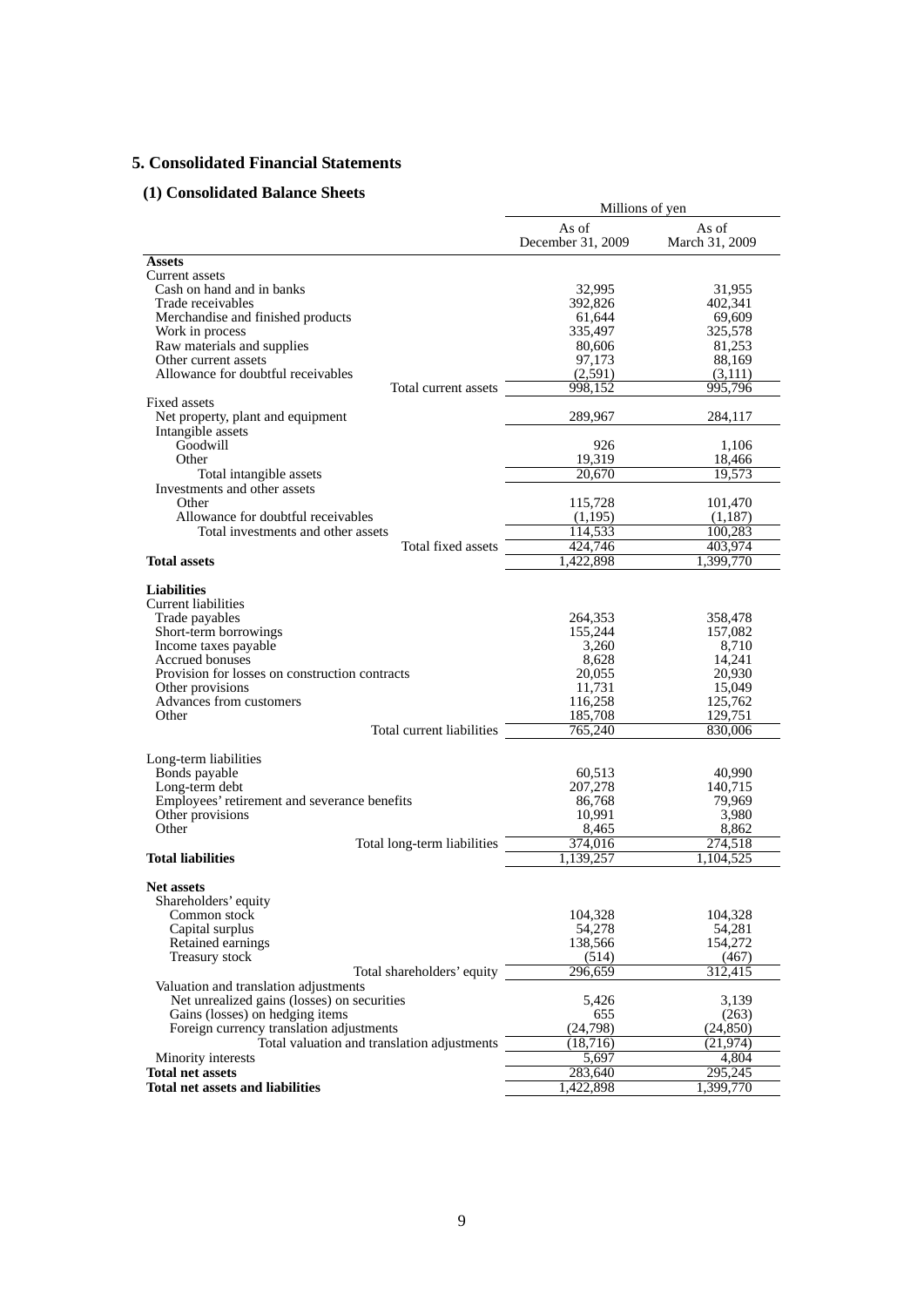## 5. Consolidated Financial Statements

### (1) Consolidated Balance Sheets

| | Millions of yen | |
|---|---|---|
| | As of December 31, 2009 | As of March 31, 2009 |
| **Assets** | | |
| Current assets | | |
| Cash on hand and in banks | 32,995 | 31,955 |
| Trade receivables | 392,826 | 402,341 |
| Merchandise and finished products | 61,644 | 69,609 |
| Work in process | 335,497 | 325,578 |
| Raw materials and supplies | 80,606 | 81,253 |
| Other current assets | 97,173 | 88,169 |
| Allowance for doubtful receivables | (2,591) | (3,111) |
| Total current assets | 998,152 | 995,796 |
| Fixed assets | | |
| Net property, plant and equipment | 289,967 | 284,117 |
| Intangible assets | | |
| Goodwill | 926 | 1,106 |
| Other | 19,319 | 18,466 |
| Total intangible assets | 20,670 | 19,573 |
| Investments and other assets | | |
| Other | 115,728 | 101,470 |
| Allowance for doubtful receivables | (1,195) | (1,187) |
| Total investments and other assets | 114,533 | 100,283 |
| Total fixed assets | 424,746 | 403,974 |
| **Total assets** | 1,422,898 | 1,399,770 |
| **Liabilities** | | |
| Current liabilities | | |
| Trade payables | 264,353 | 358,478 |
| Short-term borrowings | 155,244 | 157,082 |
| Income taxes payable | 3,260 | 8,710 |
| Accrued bonuses | 8,628 | 14,241 |
| Provision for losses on construction contracts | 20,055 | 20,930 |
| Other provisions | 11,731 | 15,049 |
| Advances from customers | 116,258 | 125,762 |
| Other | 185,708 | 129,751 |
| Total current liabilities | 765,240 | 830,006 |
| Long-term liabilities | | |
| Bonds payable | 60,513 | 40,990 |
| Long-term debt | 207,278 | 140,715 |
| Employees' retirement and severance benefits | 86,768 | 79,969 |
| Other provisions | 10,991 | 3,980 |
| Other | 8,465 | 8,862 |
| Total long-term liabilities | 374,016 | 274,518 |
| **Total liabilities** | 1,139,257 | 1,104,525 |
| **Net assets** | | |
| Shareholders' equity | | |
| Common stock | 104,328 | 104,328 |
| Capital surplus | 54,278 | 54,281 |
| Retained earnings | 138,566 | 154,272 |
| Treasury stock | (514) | (467) |
| Total shareholders' equity | 296,659 | 312,415 |
| Valuation and translation adjustments | | |
| Net unrealized gains (losses) on securities | 5,426 | 3,139 |
| Gains (losses) on hedging items | 655 | (263) |
| Foreign currency translation adjustments | (24,798) | (24,850) |
| Total valuation and translation adjustments | (18,716) | (21,974) |
| Minority interests | 5,697 | 4,804 |
| **Total net assets** | 283,640 | 295,245 |
| **Total net assets and liabilities** | 1,422,898 | 1,399,770 |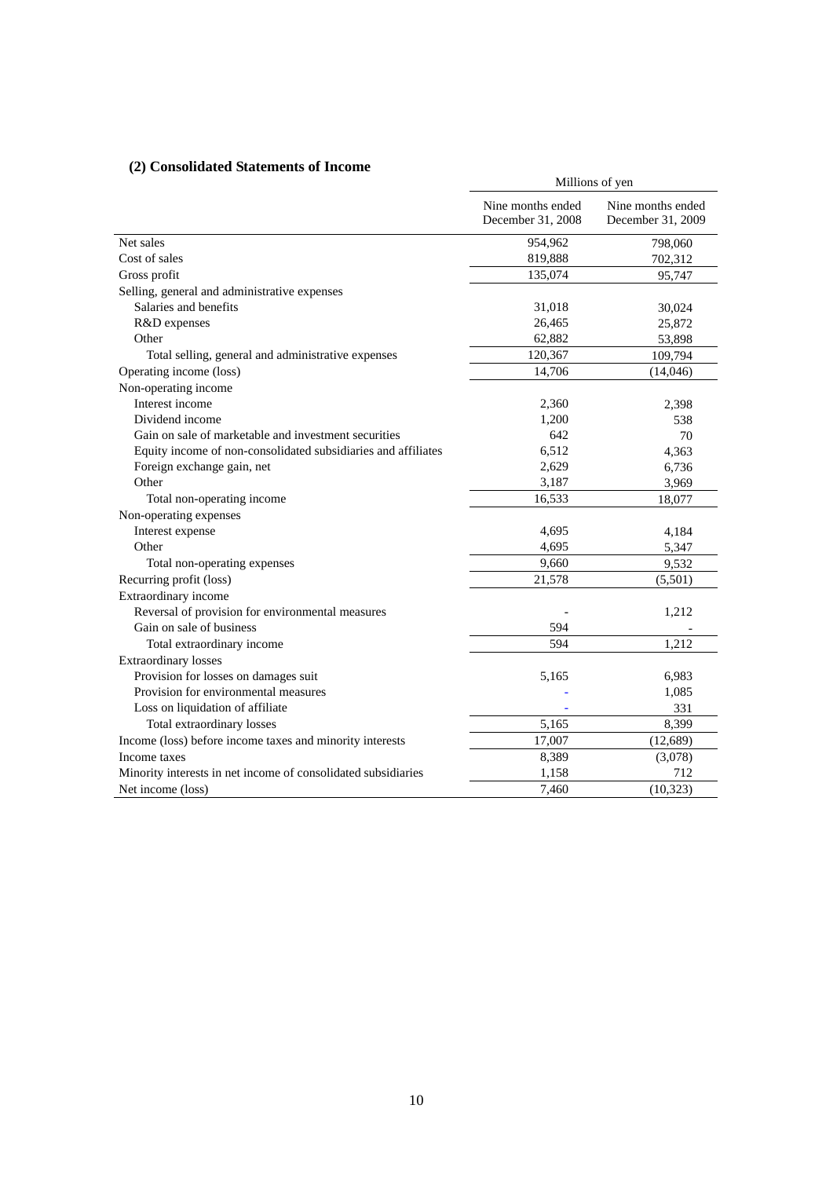### (2) Consolidated Statements of Income

| | Millions of yen | |
|---|---|---|
| | Nine months ended December 31, 2008 | Nine months ended December 31, 2009 |
| Net sales | 954,962 | 798,060 |
| Cost of sales | 819,888 | 702,312 |
| Gross profit | 135,074 | 95,747 |
| Selling, general and administrative expenses | | |
| Salaries and benefits | 31,018 | 30,024 |
| R&D expenses | 26,465 | 25,872 |
| Other | 62,882 | 53,898 |
| Total selling, general and administrative expenses | 120,367 | 109,794 |
| Operating income (loss) | 14,706 | (14,046) |
| Non-operating income | | |
| Interest income | 2,360 | 2,398 |
| Dividend income | 1,200 | 538 |
| Gain on sale of marketable and investment securities | 642 | 70 |
| Equity income of non-consolidated subsidiaries and affiliates | 6,512 | 4,363 |
| Foreign exchange gain, net | 2,629 | 6,736 |
| Other | 3,187 | 3,969 |
| Total non-operating income | 16,533 | 18,077 |
| Non-operating expenses | | |
| Interest expense | 4,695 | 4,184 |
| Other | 4,695 | 5,347 |
| Total non-operating expenses | 9,660 | 9,532 |
| Recurring profit (loss) | 21,578 | (5,501) |
| Extraordinary income | | |
| Reversal of provision for environmental measures | - | 1,212 |
| Gain on sale of business | 594 | - |
| Total extraordinary income | 594 | 1,212 |
| Extraordinary losses | | |
| Provision for losses on damages suit | 5,165 | 6,983 |
| Provision for environmental measures | - | 1,085 |
| Loss on liquidation of affiliate | - | 331 |
| Total extraordinary losses | 5,165 | 8,399 |
| Income (loss) before income taxes and minority interests | 17,007 | (12,689) |
| Income taxes | 8,389 | (3,078) |
| Minority interests in net income of consolidated subsidiaries | 1,158 | 712 |
| Net income (loss) | 7,460 | (10,323) |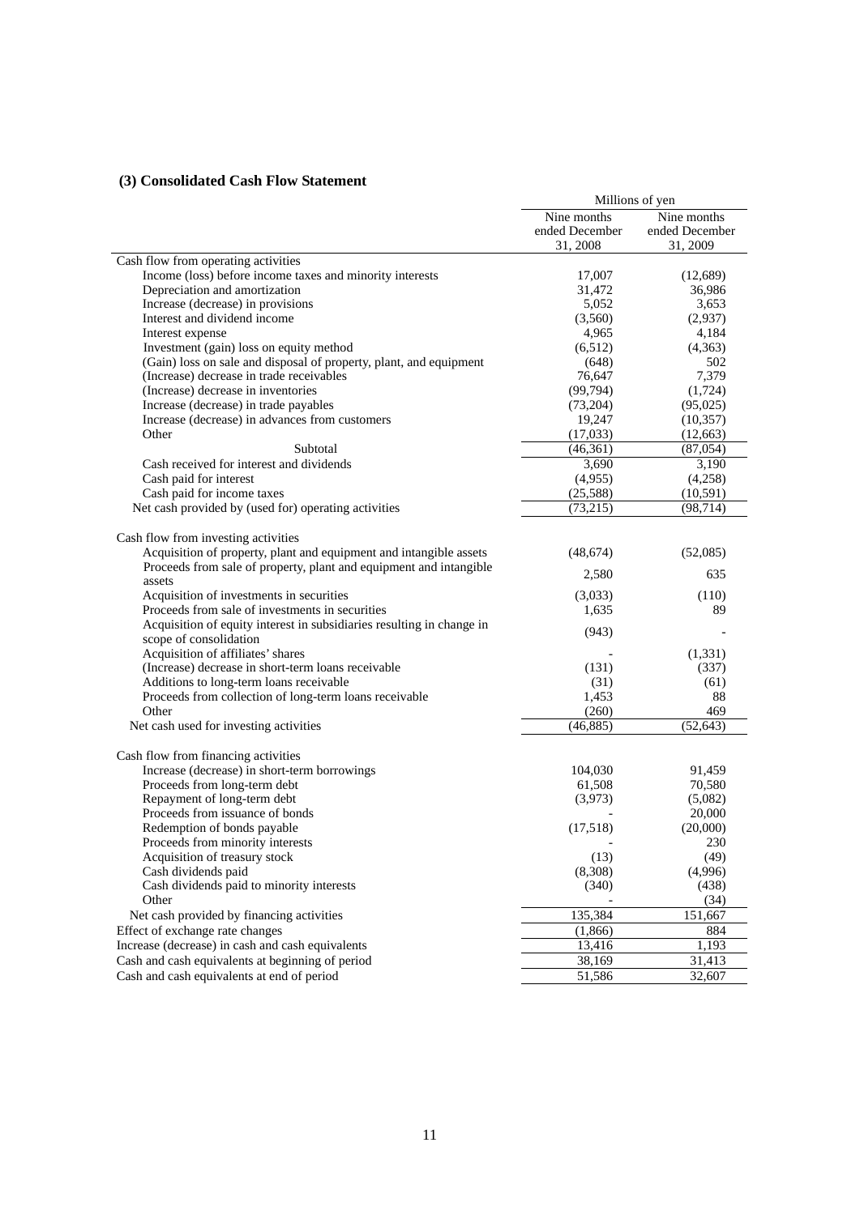### (3) Consolidated Cash Flow Statement

| | Millions of yen | |
|---|---|---|
| | Nine months ended December 31, 2008 | Nine months ended December 31, 2009 |
| Cash flow from operating activities | | |
| Income (loss) before income taxes and minority interests | 17,007 | (12,689) |
| Depreciation and amortization | 31,472 | 36,986 |
| Increase (decrease) in provisions | 5,052 | 3,653 |
| Interest and dividend income | (3,560) | (2,937) |
| Interest expense | 4,965 | 4,184 |
| Investment (gain) loss on equity method | (6,512) | (4,363) |
| (Gain) loss on sale and disposal of property, plant, and equipment | (648) | 502 |
| (Increase) decrease in trade receivables | 76,647 | 7,379 |
| (Increase) decrease in inventories | (99,794) | (1,724) |
| Increase (decrease) in trade payables | (73,204) | (95,025) |
| Increase (decrease) in advances from customers | 19,247 | (10,357) |
| Other | (17,033) | (12,663) |
| Subtotal | (46,361) | (87,054) |
| Cash received for interest and dividends | 3,690 | 3,190 |
| Cash paid for interest | (4,955) | (4,258) |
| Cash paid for income taxes | (25,588) | (10,591) |
| Net cash provided by (used for) operating activities | (73,215) | (98,714) |
| Cash flow from investing activities | | |
| Acquisition of property, plant and equipment and intangible assets | (48,674) | (52,085) |
| Proceeds from sale of property, plant and equipment and intangible assets | 2,580 | 635 |
| Acquisition of investments in securities | (3,033) | (110) |
| Proceeds from sale of investments in securities | 1,635 | 89 |
| Acquisition of equity interest in subsidiaries resulting in change in scope of consolidation | (943) | - |
| Acquisition of affiliates' shares | - | (1,331) |
| (Increase) decrease in short-term loans receivable | (131) | (337) |
| Additions to long-term loans receivable | (31) | (61) |
| Proceeds from collection of long-term loans receivable | 1,453 | 88 |
| Other | (260) | 469 |
| Net cash used for investing activities | (46,885) | (52,643) |
| Cash flow from financing activities | | |
| Increase (decrease) in short-term borrowings | 104,030 | 91,459 |
| Proceeds from long-term debt | 61,508 | 70,580 |
| Repayment of long-term debt | (3,973) | (5,082) |
| Proceeds from issuance of bonds | - | 20,000 |
| Redemption of bonds payable | (17,518) | (20,000) |
| Proceeds from minority interests | - | 230 |
| Acquisition of treasury stock | (13) | (49) |
| Cash dividends paid | (8,308) | (4,996) |
| Cash dividends paid to minority interests | (340) | (438) |
| Other | - | (34) |
| Net cash provided by financing activities | 135,384 | 151,667 |
| Effect of exchange rate changes | (1,866) | 884 |
| Increase (decrease) in cash and cash equivalents | 13,416 | 1,193 |
| Cash and cash equivalents at beginning of period | 38,169 | 31,413 |
| Cash and cash equivalents at end of period | 51,586 | 32,607 |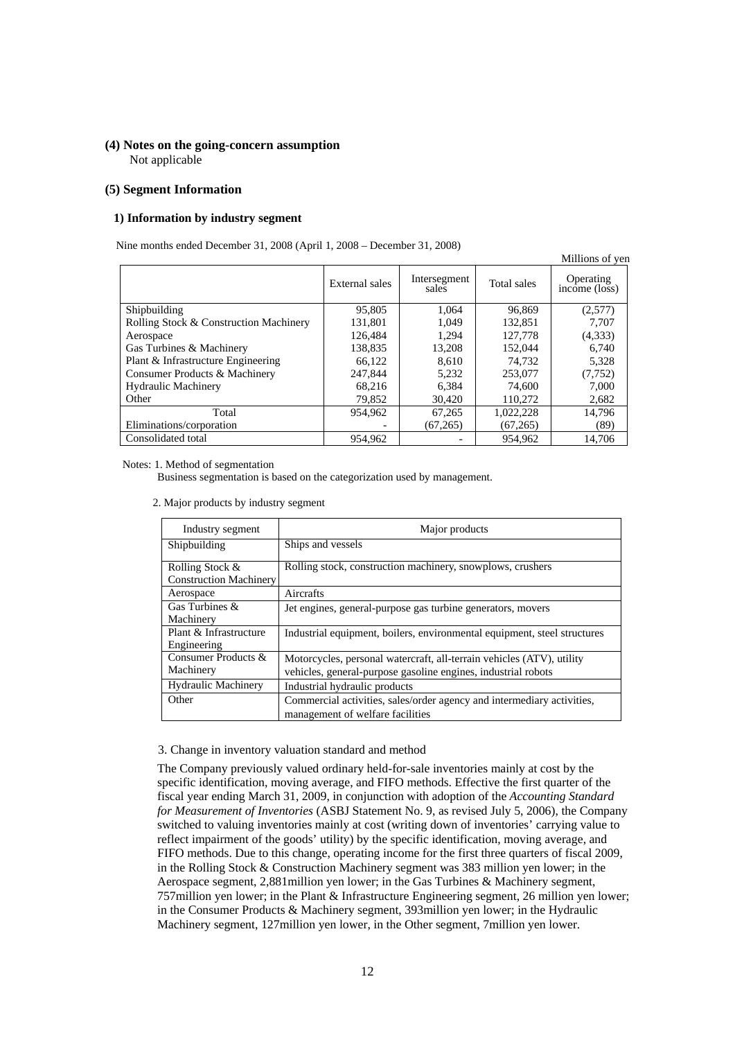### (4) Notes on the going-concern assumption

Not applicable

### (5) Segment Information

#### 1) Information by industry segment

Nine months ended December 31, 2008 (April 1, 2008 – December 31, 2008)

Millions of yen

| | External sales | Intersegment sales | Total sales | Operating income (loss) |
|---|---|---|---|---|
| Shipbuilding | 95,805 | 1,064 | 96,869 | (2,577) |
| Rolling Stock & Construction Machinery | 131,801 | 1,049 | 132,851 | 7,707 |
| Aerospace | 126,484 | 1,294 | 127,778 | (4,333) |
| Gas Turbines & Machinery | 138,835 | 13,208 | 152,044 | 6,740 |
| Plant & Infrastructure Engineering | 66,122 | 8,610 | 74,732 | 5,328 |
| Consumer Products & Machinery | 247,844 | 5,232 | 253,077 | (7,752) |
| Hydraulic Machinery | 68,216 | 6,384 | 74,600 | 7,000 |
| Other | 79,852 | 30,420 | 110,272 | 2,682 |
| Total | 954,962 | 67,265 | 1,022,228 | 14,796 |
| Eliminations/corporation | - | (67,265) | (67,265) | (89) |
| Consolidated total | 954,962 | - | 954,962 | 14,706 |

Notes: 1. Method of segmentation

Business segmentation is based on the categorization used by management.

2. Major products by industry segment

| Industry segment | Major products |
|---|---|
| Shipbuilding | Ships and vessels |
| Rolling Stock & Construction Machinery | Rolling stock, construction machinery, snowplows, crushers |
| Aerospace | Aircrafts |
| Gas Turbines & Machinery | Jet engines, general-purpose gas turbine generators, movers |
| Plant & Infrastructure Engineering | Industrial equipment, boilers, environmental equipment, steel structures |
| Consumer Products & Machinery | Motorcycles, personal watercraft, all-terrain vehicles (ATV), utility vehicles, general-purpose gasoline engines, industrial robots |
| Hydraulic Machinery | Industrial hydraulic products |
| Other | Commercial activities, sales/order agency and intermediary activities, management of welfare facilities |

3. Change in inventory valuation standard and method

The Company previously valued ordinary held-for-sale inventories mainly at cost by the specific identification, moving average, and FIFO methods. Effective the first quarter of the fiscal year ending March 31, 2009, in conjunction with adoption of the *Accounting Standard for Measurement of Inventories* (ASBJ Statement No. 9, as revised July 5, 2006), the Company switched to valuing inventories mainly at cost (writing down of inventories' carrying value to reflect impairment of the goods' utility) by the specific identification, moving average, and FIFO methods. Due to this change, operating income for the first three quarters of fiscal 2009, in the Rolling Stock & Construction Machinery segment was 383 million yen lower; in the Aerospace segment, 2,881million yen lower; in the Gas Turbines & Machinery segment, 757million yen lower; in the Plant & Infrastructure Engineering segment, 26 million yen lower; in the Consumer Products & Machinery segment, 393million yen lower; in the Hydraulic Machinery segment, 127million yen lower, in the Other segment, 7million yen lower.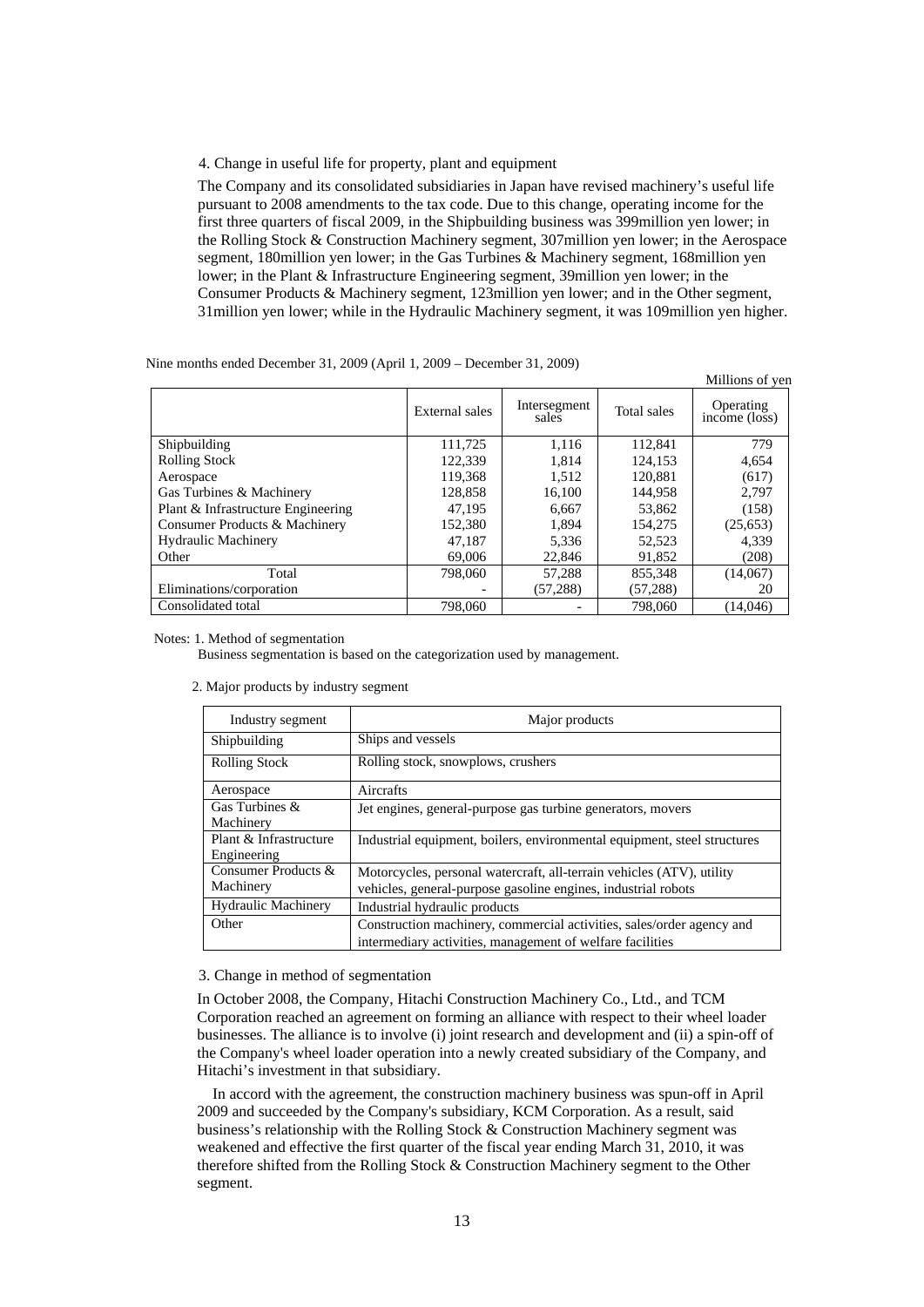4. Change in useful life for property, plant and equipment

The Company and its consolidated subsidiaries in Japan have revised machinery's useful life pursuant to 2008 amendments to the tax code. Due to this change, operating income for the first three quarters of fiscal 2009, in the Shipbuilding business was 399million yen lower; in the Rolling Stock & Construction Machinery segment, 307million yen lower; in the Aerospace segment, 180million yen lower; in the Gas Turbines & Machinery segment, 168million yen lower; in the Plant & Infrastructure Engineering segment, 39million yen lower; in the Consumer Products & Machinery segment, 123million yen lower; and in the Other segment, 31million yen lower; while in the Hydraulic Machinery segment, it was 109million yen higher.

Nine months ended December 31, 2009 (April 1, 2009 – December 31, 2009)

Millions of yen

| | External sales | Intersegment sales | Total sales | Operating income (loss) |
|---|---|---|---|---|
| Shipbuilding | 111,725 | 1,116 | 112,841 | 779 |
| Rolling Stock | 122,339 | 1,814 | 124,153 | 4,654 |
| Aerospace | 119,368 | 1,512 | 120,881 | (617) |
| Gas Turbines & Machinery | 128,858 | 16,100 | 144,958 | 2,797 |
| Plant & Infrastructure Engineering | 47,195 | 6,667 | 53,862 | (158) |
| Consumer Products & Machinery | 152,380 | 1,894 | 154,275 | (25,653) |
| Hydraulic Machinery | 47,187 | 5,336 | 52,523 | 4,339 |
| Other | 69,006 | 22,846 | 91,852 | (208) |
| Total | 798,060 | 57,288 | 855,348 | (14,067) |
| Eliminations/corporation | - | (57,288) | (57,288) | 20 |
| Consolidated total | 798,060 | - | 798,060 | (14,046) |

Notes: 1. Method of segmentation

Business segmentation is based on the categorization used by management.

2. Major products by industry segment

| Industry segment | Major products |
|---|---|
| Shipbuilding | Ships and vessels |
| Rolling Stock | Rolling stock, snowplows, crushers |
| Aerospace | Aircrafts |
| Gas Turbines & Machinery | Jet engines, general-purpose gas turbine generators, movers |
| Plant & Infrastructure Engineering | Industrial equipment, boilers, environmental equipment, steel structures |
| Consumer Products & Machinery | Motorcycles, personal watercraft, all-terrain vehicles (ATV), utility vehicles, general-purpose gasoline engines, industrial robots |
| Hydraulic Machinery | Industrial hydraulic products |
| Other | Construction machinery, commercial activities, sales/order agency and intermediary activities, management of welfare facilities |

3. Change in method of segmentation

In October 2008, the Company, Hitachi Construction Machinery Co., Ltd., and TCM Corporation reached an agreement on forming an alliance with respect to their wheel loader businesses. The alliance is to involve (i) joint research and development and (ii) a spin-off of the Company's wheel loader operation into a newly created subsidiary of the Company, and Hitachi's investment in that subsidiary.

In accord with the agreement, the construction machinery business was spun-off in April 2009 and succeeded by the Company's subsidiary, KCM Corporation. As a result, said business's relationship with the Rolling Stock & Construction Machinery segment was weakened and effective the first quarter of the fiscal year ending March 31, 2010, it was therefore shifted from the Rolling Stock & Construction Machinery segment to the Other segment.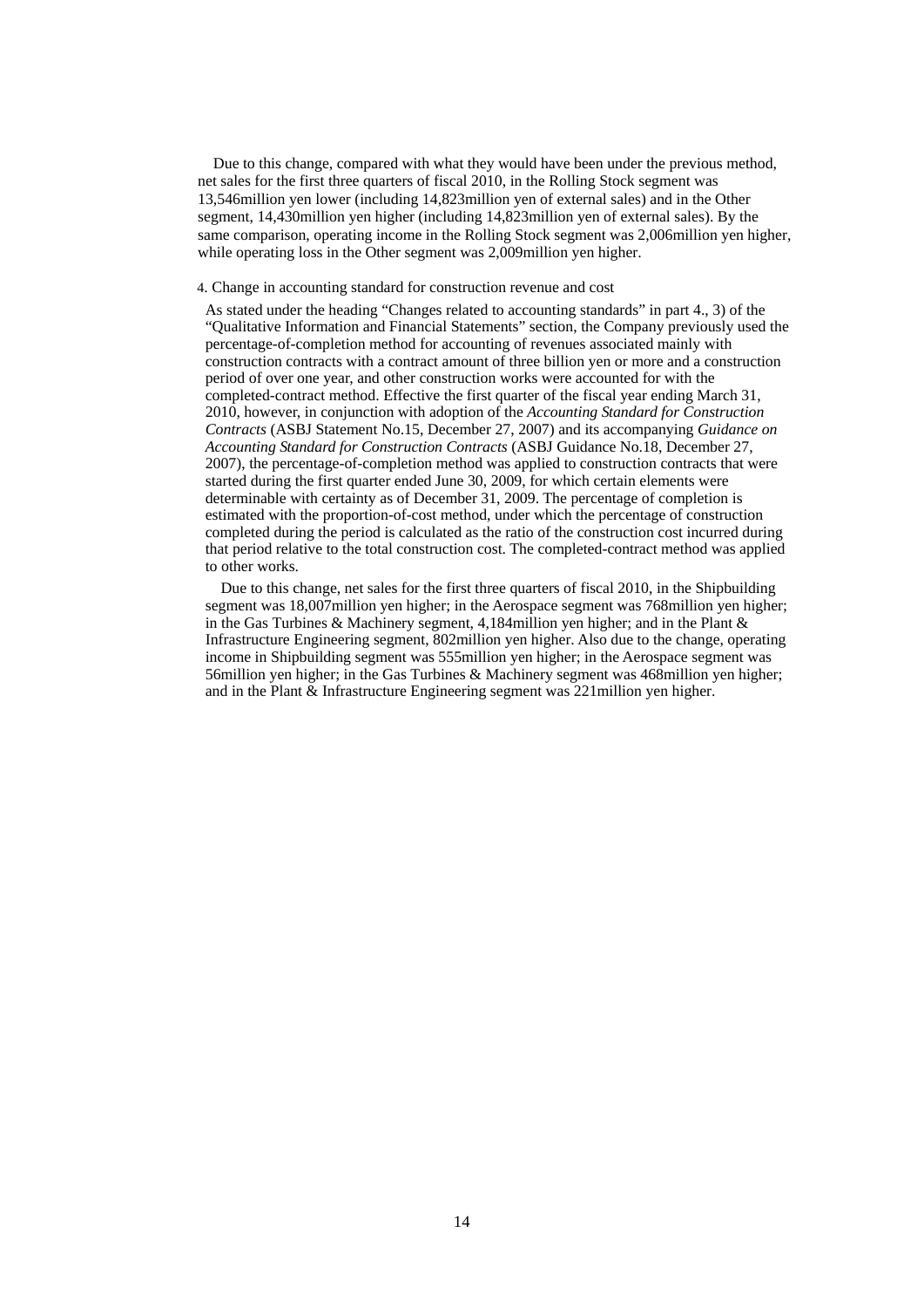Due to this change, compared with what they would have been under the previous method, net sales for the first three quarters of fiscal 2010, in the Rolling Stock segment was 13,546million yen lower (including 14,823million yen of external sales) and in the Other segment, 14,430million yen higher (including 14,823million yen of external sales). By the same comparison, operating income in the Rolling Stock segment was 2,006million yen higher, while operating loss in the Other segment was 2,009million yen higher.

4. Change in accounting standard for construction revenue and cost

As stated under the heading "Changes related to accounting standards" in part 4., 3) of the "Qualitative Information and Financial Statements" section, the Company previously used the percentage-of-completion method for accounting of revenues associated mainly with construction contracts with a contract amount of three billion yen or more and a construction period of over one year, and other construction works were accounted for with the completed-contract method. Effective the first quarter of the fiscal year ending March 31, 2010, however, in conjunction with adoption of the *Accounting Standard for Construction Contracts* (ASBJ Statement No.15, December 27, 2007) and its accompanying *Guidance on Accounting Standard for Construction Contracts* (ASBJ Guidance No.18, December 27, 2007), the percentage-of-completion method was applied to construction contracts that were started during the first quarter ended June 30, 2009, for which certain elements were determinable with certainty as of December 31, 2009. The percentage of completion is estimated with the proportion-of-cost method, under which the percentage of construction completed during the period is calculated as the ratio of the construction cost incurred during that period relative to the total construction cost. The completed-contract method was applied to other works.

Due to this change, net sales for the first three quarters of fiscal 2010, in the Shipbuilding segment was 18,007million yen higher; in the Aerospace segment was 768million yen higher; in the Gas Turbines & Machinery segment, 4,184million yen higher; and in the Plant & Infrastructure Engineering segment, 802million yen higher. Also due to the change, operating income in Shipbuilding segment was 555million yen higher; in the Aerospace segment was 56million yen higher; in the Gas Turbines & Machinery segment was 468million yen higher; and in the Plant & Infrastructure Engineering segment was 221million yen higher.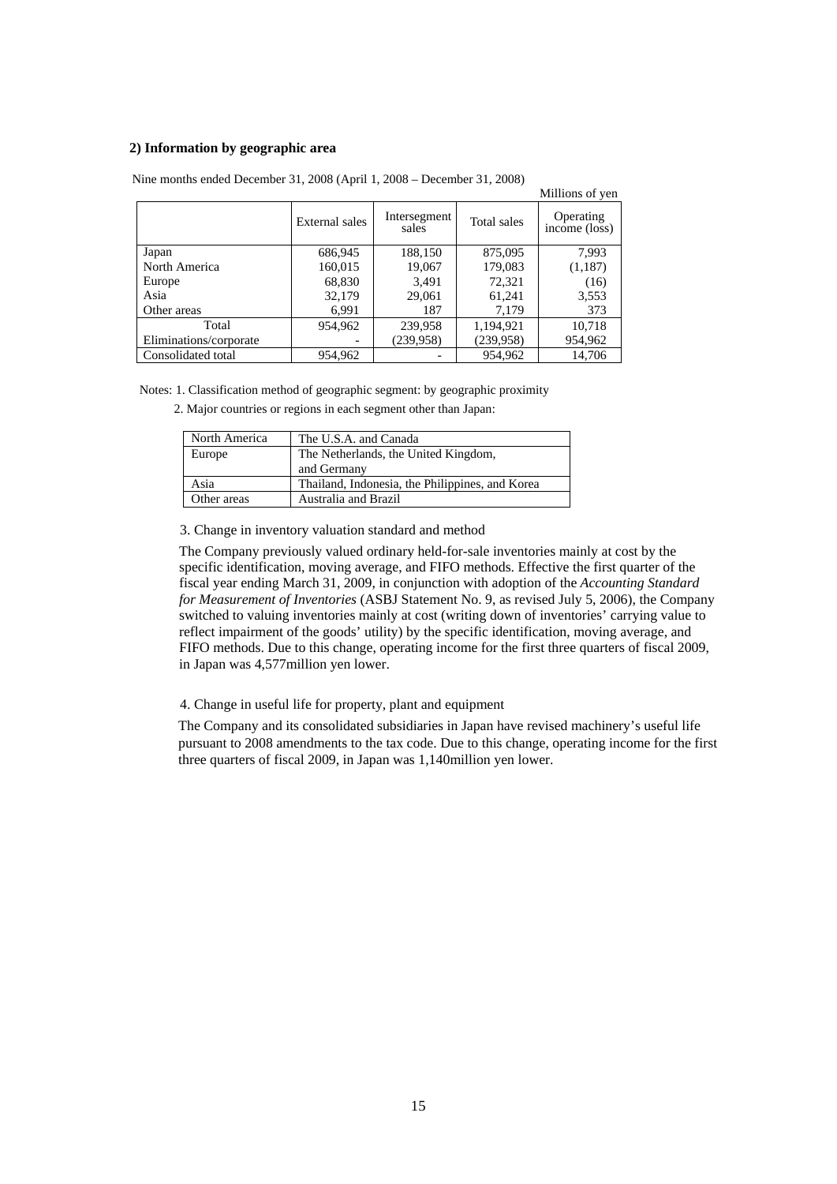**2) Information by geographic area**

Nine months ended December 31, 2008 (April 1, 2008 – December 31, 2008)

Millions of yen

| | External sales | Intersegment sales | Total sales | Operating income (loss) |
|---|---|---|---|---|
| Japan | 686,945 | 188,150 | 875,095 | 7,993 |
| North America | 160,015 | 19,067 | 179,083 | (1,187) |
| Europe | 68,830 | 3,491 | 72,321 | (16) |
| Asia | 32,179 | 29,061 | 61,241 | 3,553 |
| Other areas | 6,991 | 187 | 7,179 | 373 |
| Total | 954,962 | 239,958 | 1,194,921 | 10,718 |
| Eliminations/corporate | - | (239,958) | (239,958) | 954,962 |
| Consolidated total | 954,962 | - | 954,962 | 14,706 |

Notes: 1. Classification method of geographic segment: by geographic proximity

2. Major countries or regions in each segment other than Japan:

| | |
|---|---|
| North America | The U.S.A. and Canada |
| Europe | The Netherlands, the United Kingdom, and Germany |
| Asia | Thailand, Indonesia, the Philippines, and Korea |
| Other areas | Australia and Brazil |

3. Change in inventory valuation standard and method

The Company previously valued ordinary held-for-sale inventories mainly at cost by the specific identification, moving average, and FIFO methods. Effective the first quarter of the fiscal year ending March 31, 2009, in conjunction with adoption of the *Accounting Standard for Measurement of Inventories* (ASBJ Statement No. 9, as revised July 5, 2006), the Company switched to valuing inventories mainly at cost (writing down of inventories' carrying value to reflect impairment of the goods' utility) by the specific identification, moving average, and FIFO methods. Due to this change, operating income for the first three quarters of fiscal 2009, in Japan was 4,577million yen lower.

4. Change in useful life for property, plant and equipment

The Company and its consolidated subsidiaries in Japan have revised machinery's useful life pursuant to 2008 amendments to the tax code. Due to this change, operating income for the first three quarters of fiscal 2009, in Japan was 1,140million yen lower.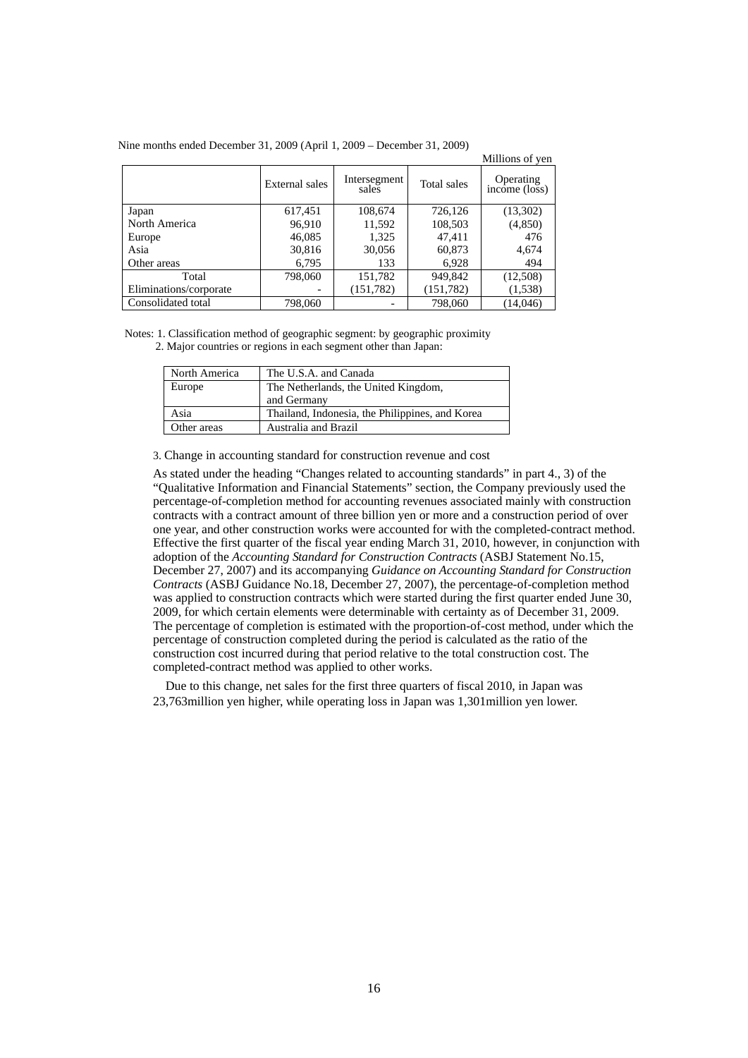Nine months ended December 31, 2009 (April 1, 2009 – December 31, 2009)

Millions of yen

| | External sales | Intersegment sales | Total sales | Operating income (loss) |
|---|---|---|---|---|
| Japan | 617,451 | 108,674 | 726,126 | (13,302) |
| North America | 96,910 | 11,592 | 108,503 | (4,850) |
| Europe | 46,085 | 1,325 | 47,411 | 476 |
| Asia | 30,816 | 30,056 | 60,873 | 4,674 |
| Other areas | 6,795 | 133 | 6,928 | 494 |
| Total | 798,060 | 151,782 | 949,842 | (12,508) |
| Eliminations/corporate | - | (151,782) | (151,782) | (1,538) |
| Consolidated total | 798,060 | - | 798,060 | (14,046) |

Notes: 1. Classification method of geographic segment: by geographic proximity

2. Major countries or regions in each segment other than Japan:

| North America | The U.S.A. and Canada |
|---|---|
| Europe | The Netherlands, the United Kingdom, and Germany |
| Asia | Thailand, Indonesia, the Philippines, and Korea |
| Other areas | Australia and Brazil |

3. Change in accounting standard for construction revenue and cost

As stated under the heading "Changes related to accounting standards" in part 4., 3) of the "Qualitative Information and Financial Statements" section, the Company previously used the percentage-of-completion method for accounting revenues associated mainly with construction contracts with a contract amount of three billion yen or more and a construction period of over one year, and other construction works were accounted for with the completed-contract method. Effective the first quarter of the fiscal year ending March 31, 2010, however, in conjunction with adoption of the *Accounting Standard for Construction Contracts* (ASBJ Statement No.15, December 27, 2007) and its accompanying *Guidance on Accounting Standard for Construction Contracts* (ASBJ Guidance No.18, December 27, 2007), the percentage-of-completion method was applied to construction contracts which were started during the first quarter ended June 30, 2009, for which certain elements were determinable with certainty as of December 31, 2009. The percentage of completion is estimated with the proportion-of-cost method, under which the percentage of construction completed during the period is calculated as the ratio of the construction cost incurred during that period relative to the total construction cost. The completed-contract method was applied to other works.

Due to this change, net sales for the first three quarters of fiscal 2010, in Japan was 23,763million yen higher, while operating loss in Japan was 1,301million yen lower.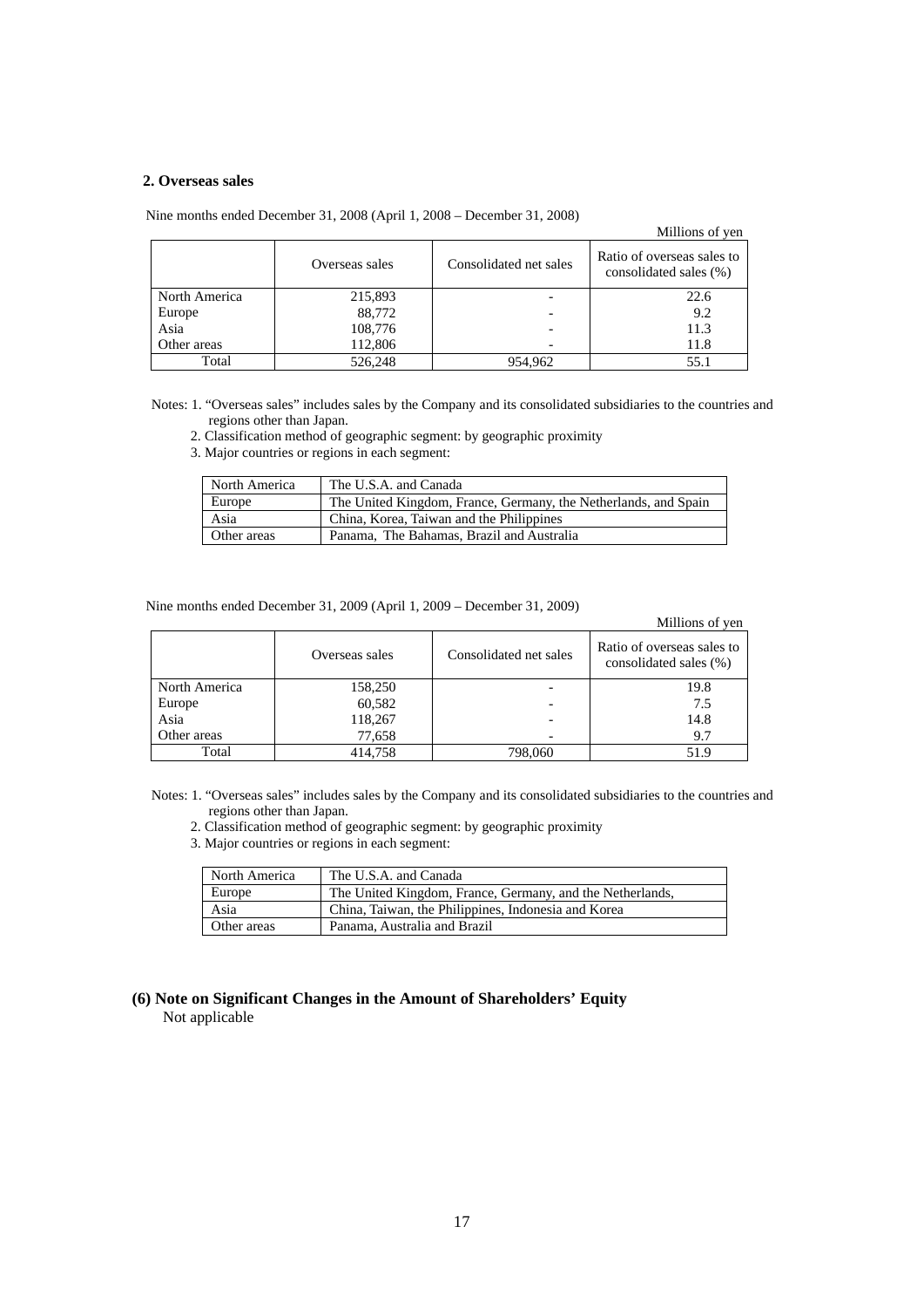## 2. Overseas sales

Nine months ended December 31, 2008 (April 1, 2008 – December 31, 2008)

Millions of yen

| | Overseas sales | Consolidated net sales | Ratio of overseas sales to consolidated sales (%) |
|---|---|---|---|
| North America | 215,893 | - | 22.6 |
| Europe | 88,772 | - | 9.2 |
| Asia | 108,776 | - | 11.3 |
| Other areas | 112,806 | - | 11.8 |
| Total | 526,248 | 954,962 | 55.1 |

Notes: 1. "Overseas sales" includes sales by the Company and its consolidated subsidiaries to the countries and regions other than Japan.

2. Classification method of geographic segment: by geographic proximity

3. Major countries or regions in each segment:

| North America | The U.S.A. and Canada |
|---|---|
| Europe | The United Kingdom, France, Germany, the Netherlands, and Spain |
| Asia | China, Korea, Taiwan and the Philippines |
| Other areas | Panama, The Bahamas, Brazil and Australia |

Nine months ended December 31, 2009 (April 1, 2009 – December 31, 2009)

Millions of yen

| | Overseas sales | Consolidated net sales | Ratio of overseas sales to consolidated sales (%) |
|---|---|---|---|
| North America | 158,250 | - | 19.8 |
| Europe | 60,582 | - | 7.5 |
| Asia | 118,267 | - | 14.8 |
| Other areas | 77,658 | - | 9.7 |
| Total | 414,758 | 798,060 | 51.9 |

Notes: 1. "Overseas sales" includes sales by the Company and its consolidated subsidiaries to the countries and regions other than Japan.

2. Classification method of geographic segment: by geographic proximity

3. Major countries or regions in each segment:

| North America | The U.S.A. and Canada |
|---|---|
| Europe | The United Kingdom, France, Germany, and the Netherlands, |
| Asia | China, Taiwan, the Philippines, Indonesia and Korea |
| Other areas | Panama, Australia and Brazil |

## (6) Note on Significant Changes in the Amount of Shareholders' Equity

Not applicable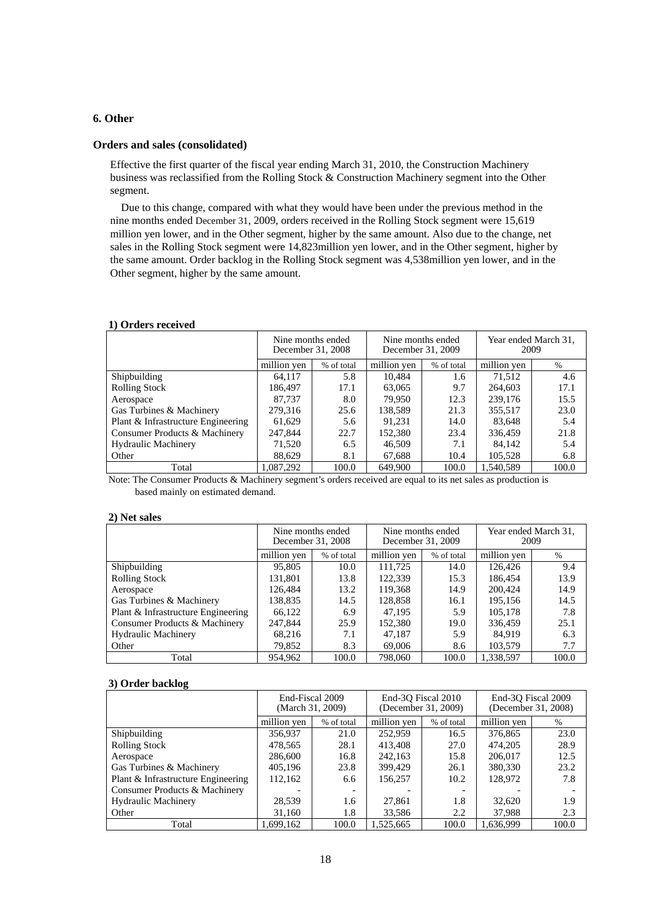## 6. Other

### Orders and sales (consolidated)

Effective the first quarter of the fiscal year ending March 31, 2010, the Construction Machinery business was reclassified from the Rolling Stock & Construction Machinery segment into the Other segment.

Due to this change, compared with what they would have been under the previous method in the nine months ended December 31, 2009, orders received in the Rolling Stock segment were 15,619 million yen lower, and in the Other segment, higher by the same amount. Also due to the change, net sales in the Rolling Stock segment were 14,823million yen lower, and in the Other segment, higher by the same amount. Order backlog in the Rolling Stock segment was 4,538million yen lower, and in the Other segment, higher by the same amount.

#### 1) Orders received

| | Nine months ended December 31, 2008 | | Nine months ended December 31, 2009 | | Year ended March 31, 2009 | |
|---|---|---|---|---|---|---|
| | million yen | % of total | million yen | % of total | million yen | % |
| Shipbuilding | 64,117 | 5.8 | 10,484 | 1.6 | 71,512 | 4.6 |
| Rolling Stock | 186,497 | 17.1 | 63,065 | 9.7 | 264,603 | 17.1 |
| Aerospace | 87,737 | 8.0 | 79,950 | 12.3 | 239,176 | 15.5 |
| Gas Turbines & Machinery | 279,316 | 25.6 | 138,589 | 21.3 | 355,517 | 23.0 |
| Plant & Infrastructure Engineering | 61,629 | 5.6 | 91,231 | 14.0 | 83,648 | 5.4 |
| Consumer Products & Machinery | 247,844 | 22.7 | 152,380 | 23.4 | 336,459 | 21.8 |
| Hydraulic Machinery | 71,520 | 6.5 | 46,509 | 7.1 | 84,142 | 5.4 |
| Other | 88,629 | 8.1 | 67,688 | 10.4 | 105,528 | 6.8 |
| Total | 1,087,292 | 100.0 | 649,900 | 100.0 | 1,540,589 | 100.0 |

Note: The Consumer Products & Machinery segment's orders received are equal to its net sales as production is based mainly on estimated demand.

#### 2) Net sales

| | Nine months ended December 31, 2008 | | Nine months ended December 31, 2009 | | Year ended March 31, 2009 | |
|---|---|---|---|---|---|---|
| | million yen | % of total | million yen | % of total | million yen | % |
| Shipbuilding | 95,805 | 10.0 | 111,725 | 14.0 | 126,426 | 9.4 |
| Rolling Stock | 131,801 | 13.8 | 122,339 | 15.3 | 186,454 | 13.9 |
| Aerospace | 126,484 | 13.2 | 119,368 | 14.9 | 200,424 | 14.9 |
| Gas Turbines & Machinery | 138,835 | 14.5 | 128,858 | 16.1 | 195,156 | 14.5 |
| Plant & Infrastructure Engineering | 66,122 | 6.9 | 47,195 | 5.9 | 105,178 | 7.8 |
| Consumer Products & Machinery | 247,844 | 25.9 | 152,380 | 19.0 | 336,459 | 25.1 |
| Hydraulic Machinery | 68,216 | 7.1 | 47,187 | 5.9 | 84,919 | 6.3 |
| Other | 79,852 | 8.3 | 69,006 | 8.6 | 103,579 | 7.7 |
| Total | 954,962 | 100.0 | 798,060 | 100.0 | 1,338,597 | 100.0 |

#### 3) Order backlog

| | End-Fiscal 2009 (March 31, 2009) | | End-3Q Fiscal 2010 (December 31, 2009) | | End-3Q Fiscal 2009 (December 31, 2008) | |
|---|---|---|---|---|---|---|
| | million yen | % of total | million yen | % of total | million yen | % |
| Shipbuilding | 356,937 | 21.0 | 252,959 | 16.5 | 376,865 | 23.0 |
| Rolling Stock | 478,565 | 28.1 | 413,408 | 27.0 | 474,205 | 28.9 |
| Aerospace | 286,600 | 16.8 | 242,163 | 15.8 | 206,017 | 12.5 |
| Gas Turbines & Machinery | 405,196 | 23.8 | 399,429 | 26.1 | 380,330 | 23.2 |
| Plant & Infrastructure Engineering | 112,162 | 6.6 | 156,257 | 10.2 | 128,972 | 7.8 |
| Consumer Products & Machinery | - | - | - | - | - | - |
| Hydraulic Machinery | 28,539 | 1.6 | 27,861 | 1.8 | 32,620 | 1.9 |
| Other | 31,160 | 1.8 | 33,586 | 2.2 | 37,988 | 2.3 |
| Total | 1,699,162 | 100.0 | 1,525,665 | 100.0 | 1,636,999 | 100.0 |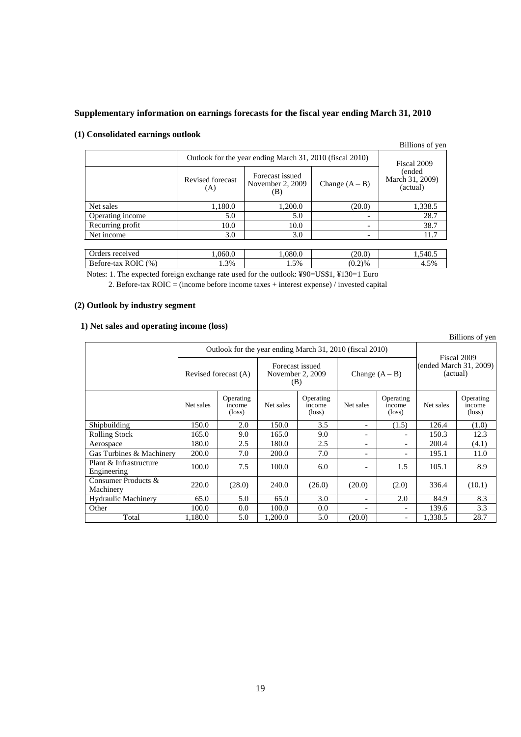## Supplementary information on earnings forecasts for the fiscal year ending March 31, 2010

### (1) Consolidated earnings outlook

Billions of yen

| | Outlook for the year ending March 31, 2010 (fiscal 2010) | | | Fiscal 2009 (ended March 31, 2009) (actual) |
|---|---|---|---|---|
| | Revised forecast (A) | Forecast issued November 2, 2009 (B) | Change (A – B) | |
| Net sales | 1,180.0 | 1,200.0 | (20.0) | 1,338.5 |
| Operating income | 5.0 | 5.0 | - | 28.7 |
| Recurring profit | 10.0 | 10.0 | - | 38.7 |
| Net income | 3.0 | 3.0 | - | 11.7 |
| | | | | |
| Orders received | 1,060.0 | 1,080.0 | (20.0) | 1,540.5 |
| Before-tax ROIC (%) | 1.3% | 1.5% | (0.2)% | 4.5% |

Notes: 1. The expected foreign exchange rate used for the outlook: ¥90=US$1, ¥130=1 Euro

2. Before-tax ROIC = (income before income taxes + interest expense) / invested capital

### (2) Outlook by industry segment

#### 1) Net sales and operating income (loss)

Billions of yen

| | Outlook for the year ending March 31, 2010 (fiscal 2010) | | | | | | Fiscal 2009 (ended March 31, 2009) (actual) | |
|---|---|---|---|---|---|---|---|---|
| | Revised forecast (A) | | Forecast issued November 2, 2009 (B) | | Change (A – B) | | | |
| | Net sales | Operating income (loss) | Net sales | Operating income (loss) | Net sales | Operating income (loss) | Net sales | Operating income (loss) |
| Shipbuilding | 150.0 | 2.0 | 150.0 | 3.5 | - | (1.5) | 126.4 | (1.0) |
| Rolling Stock | 165.0 | 9.0 | 165.0 | 9.0 | - | - | 150.3 | 12.3 |
| Aerospace | 180.0 | 2.5 | 180.0 | 2.5 | - | - | 200.4 | (4.1) |
| Gas Turbines & Machinery | 200.0 | 7.0 | 200.0 | 7.0 | - | - | 195.1 | 11.0 |
| Plant & Infrastructure Engineering | 100.0 | 7.5 | 100.0 | 6.0 | - | 1.5 | 105.1 | 8.9 |
| Consumer Products & Machinery | 220.0 | (28.0) | 240.0 | (26.0) | (20.0) | (2.0) | 336.4 | (10.1) |
| Hydraulic Machinery | 65.0 | 5.0 | 65.0 | 3.0 | - | 2.0 | 84.9 | 8.3 |
| Other | 100.0 | 0.0 | 100.0 | 0.0 | - | - | 139.6 | 3.3 |
| Total | 1,180.0 | 5.0 | 1,200.0 | 5.0 | (20.0) | - | 1,338.5 | 28.7 |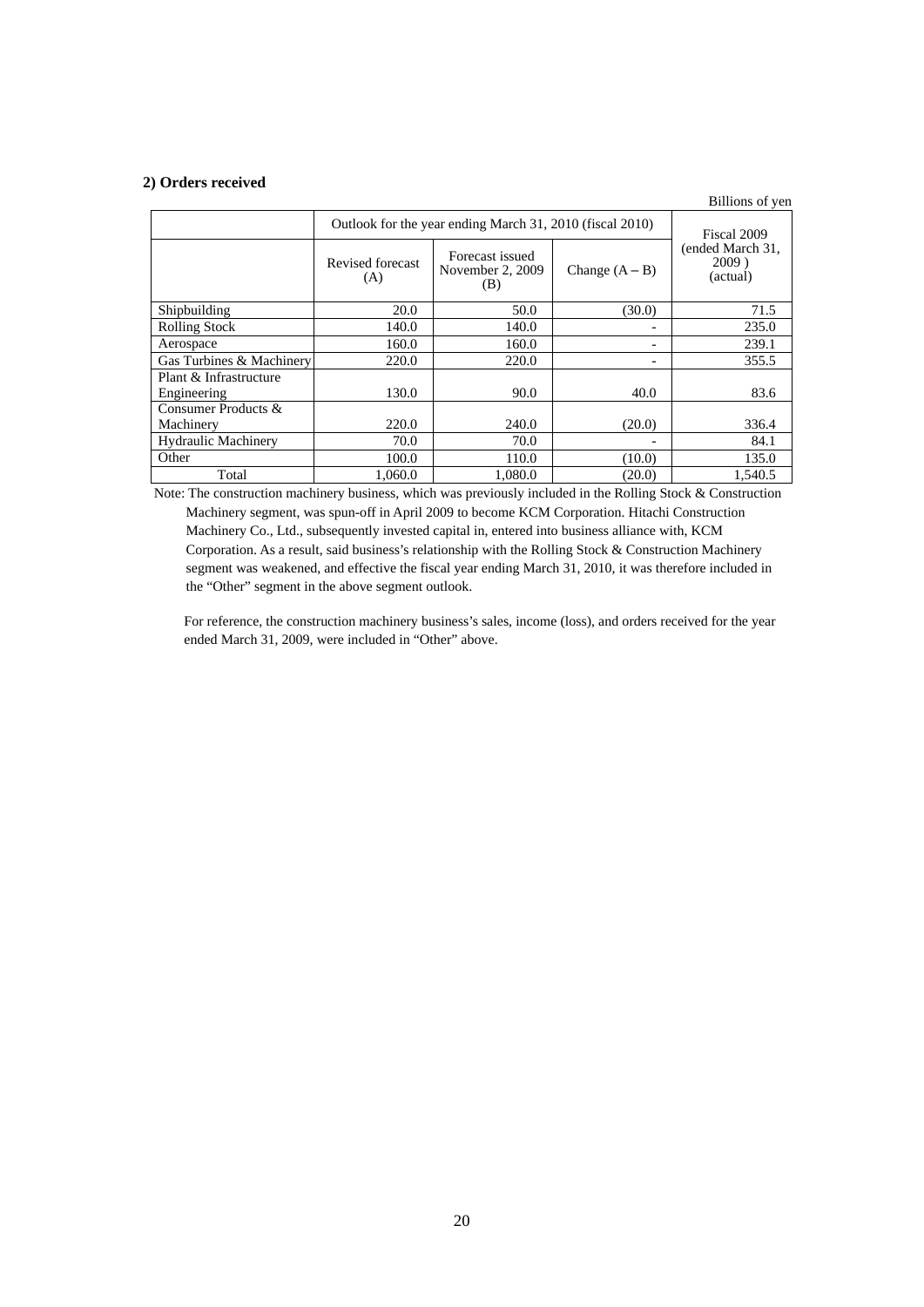### 2) Orders received

Billions of yen

| | Outlook for the year ending March 31, 2010 (fiscal 2010) | | | Fiscal 2009 (ended March 31, 2009 ) (actual) |
|---|---|---|---|---|
| | Revised forecast (A) | Forecast issued November 2, 2009 (B) | Change (A – B) | |
| Shipbuilding | 20.0 | 50.0 | (30.0) | 71.5 |
| Rolling Stock | 140.0 | 140.0 | - | 235.0 |
| Aerospace | 160.0 | 160.0 | - | 239.1 |
| Gas Turbines & Machinery | 220.0 | 220.0 | - | 355.5 |
| Plant & Infrastructure Engineering | 130.0 | 90.0 | 40.0 | 83.6 |
| Consumer Products & Machinery | 220.0 | 240.0 | (20.0) | 336.4 |
| Hydraulic Machinery | 70.0 | 70.0 | - | 84.1 |
| Other | 100.0 | 110.0 | (10.0) | 135.0 |
| Total | 1,060.0 | 1,080.0 | (20.0) | 1,540.5 |

Note: The construction machinery business, which was previously included in the Rolling Stock & Construction Machinery segment, was spun-off in April 2009 to become KCM Corporation. Hitachi Construction Machinery Co., Ltd., subsequently invested capital in, entered into business alliance with, KCM Corporation. As a result, said business's relationship with the Rolling Stock & Construction Machinery segment was weakened, and effective the fiscal year ending March 31, 2010, it was therefore included in the "Other" segment in the above segment outlook.

For reference, the construction machinery business's sales, income (loss), and orders received for the year ended March 31, 2009, were included in "Other" above.